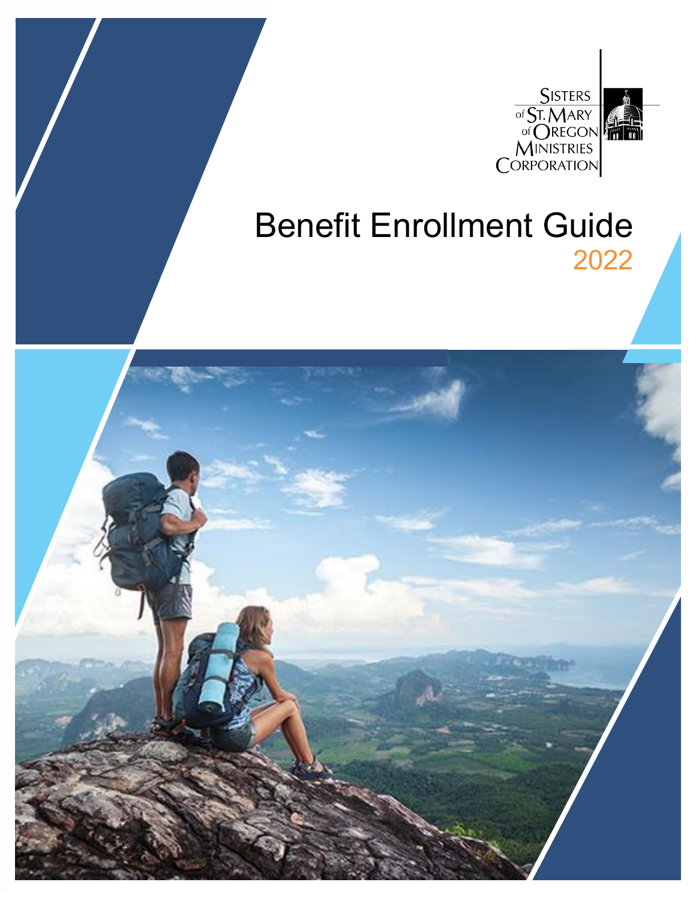Sisters of St. Mary of Oregon Ministries Corporation

# Benefit Enrollment Guide

2022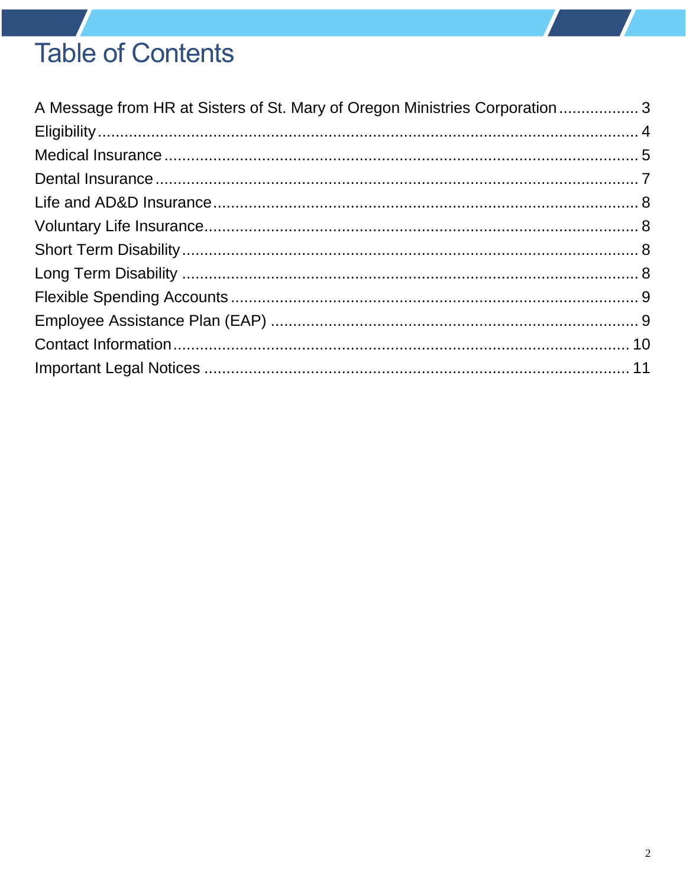# Table of Contents

A Message from HR at Sisters of St. Mary of Oregon Ministries Corporation .................. 3
Eligibility .................................................................................................................. 4
Medical Insurance ...................................................................................................... 5
Dental Insurance ........................................................................................................ 7
Life and AD&D Insurance ........................................................................................... 8
Voluntary Life Insurance ............................................................................................. 8
Short Term Disability .................................................................................................. 8
Long Term Disability .................................................................................................. 8
Flexible Spending Accounts ........................................................................................ 9
Employee Assistance Plan (EAP) ................................................................................ 9
Contact Information .................................................................................................. 10
Important Legal Notices ............................................................................................ 11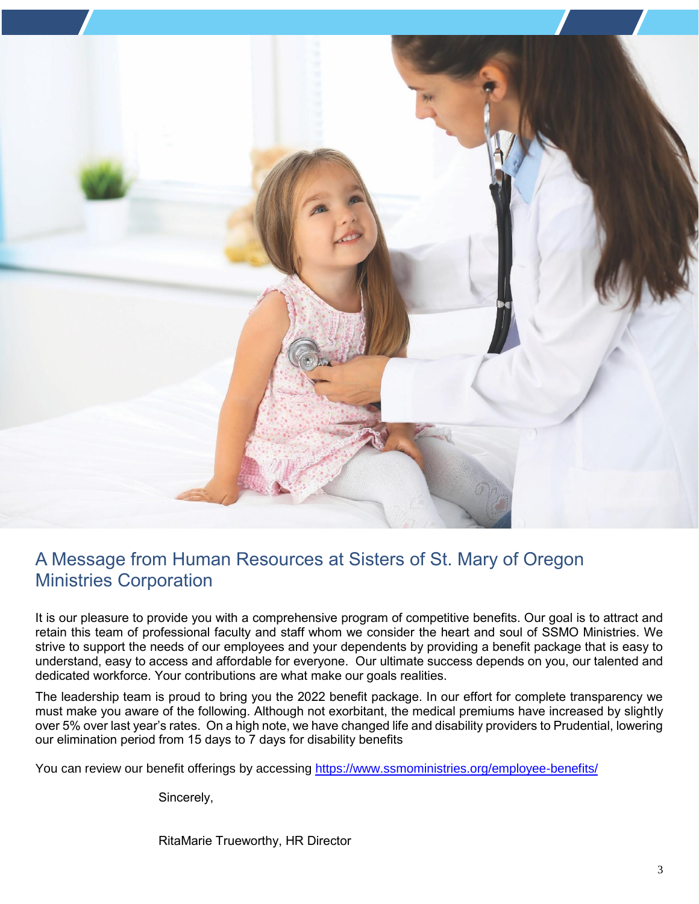## A Message from Human Resources at Sisters of St. Mary of Oregon Ministries Corporation

It is our pleasure to provide you with a comprehensive program of competitive benefits. Our goal is to attract and retain this team of professional faculty and staff whom we consider the heart and soul of SSMO Ministries. We strive to support the needs of our employees and your dependents by providing a benefit package that is easy to understand, easy to access and affordable for everyone. Our ultimate success depends on you, our talented and dedicated workforce. Your contributions are what make our goals realities.

The leadership team is proud to bring you the 2022 benefit package. In our effort for complete transparency we must make you aware of the following. Although not exorbitant, the medical premiums have increased by slightly over 5% over last year's rates. On a high note, we have changed life and disability providers to Prudential, lowering our elimination period from 15 days to 7 days for disability benefits

You can review our benefit offerings by accessing [https://www.ssmoministries.org/employee-benefits/](https://www.ssmoministries.org/employee-benefits/)

Sincerely,

RitaMarie Trueworthy, HR Director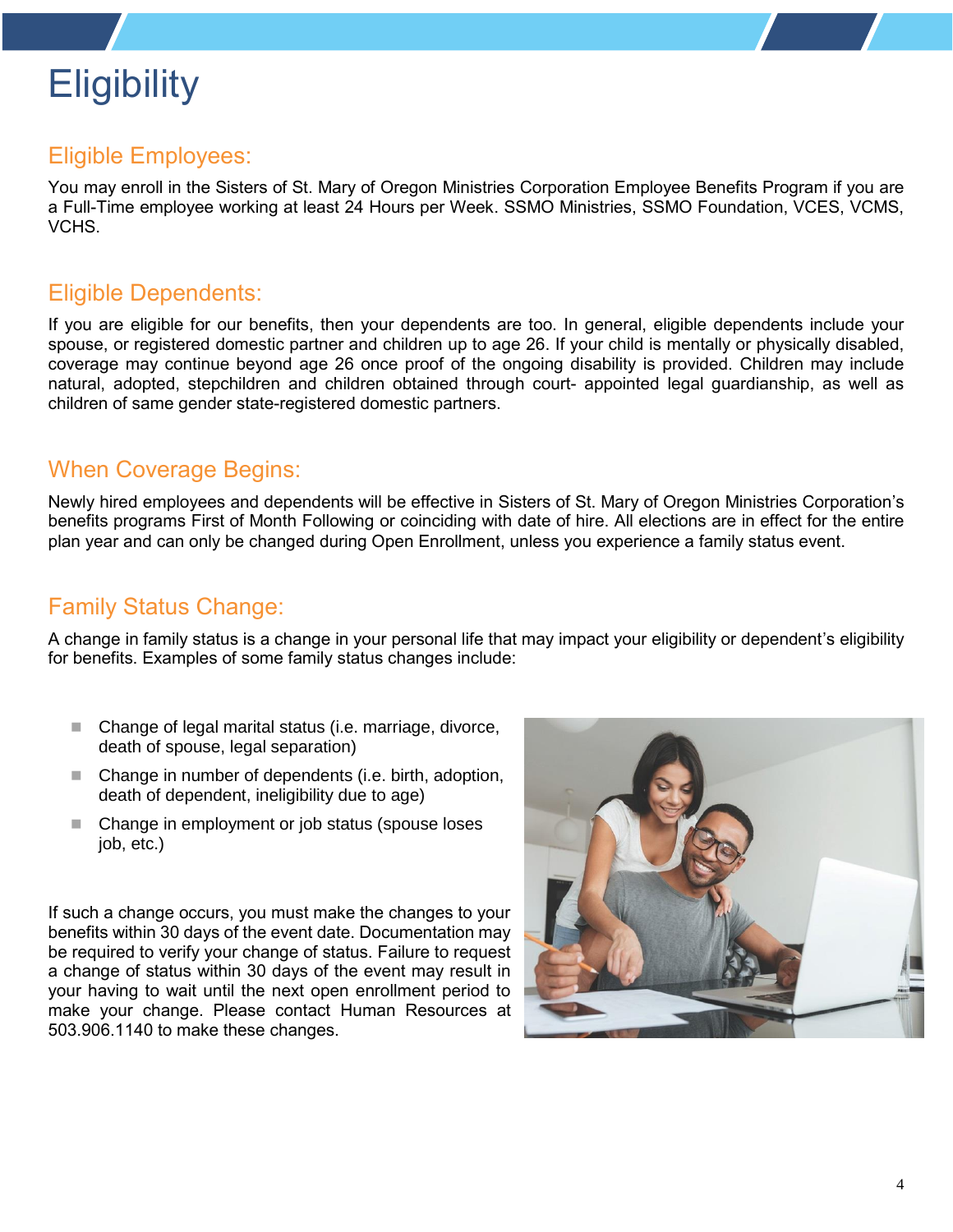# Eligibility

## Eligible Employees:

You may enroll in the Sisters of St. Mary of Oregon Ministries Corporation Employee Benefits Program if you are a Full-Time employee working at least 24 Hours per Week. SSMO Ministries, SSMO Foundation, VCES, VCMS, VCHS.

## Eligible Dependents:

If you are eligible for our benefits, then your dependents are too. In general, eligible dependents include your spouse, or registered domestic partner and children up to age 26. If your child is mentally or physically disabled, coverage may continue beyond age 26 once proof of the ongoing disability is provided. Children may include natural, adopted, stepchildren and children obtained through court- appointed legal guardianship, as well as children of same gender state-registered domestic partners.

## When Coverage Begins:

Newly hired employees and dependents will be effective in Sisters of St. Mary of Oregon Ministries Corporation's benefits programs First of Month Following or coinciding with date of hire. All elections are in effect for the entire plan year and can only be changed during Open Enrollment, unless you experience a family status event.

## Family Status Change:

A change in family status is a change in your personal life that may impact your eligibility or dependent's eligibility for benefits. Examples of some family status changes include:

- Change of legal marital status (i.e. marriage, divorce, death of spouse, legal separation)
- Change in number of dependents (i.e. birth, adoption, death of dependent, ineligibility due to age)
- Change in employment or job status (spouse loses job, etc.)

If such a change occurs, you must make the changes to your benefits within 30 days of the event date. Documentation may be required to verify your change of status. Failure to request a change of status within 30 days of the event may result in your having to wait until the next open enrollment period to make your change. Please contact Human Resources at 503.906.1140 to make these changes.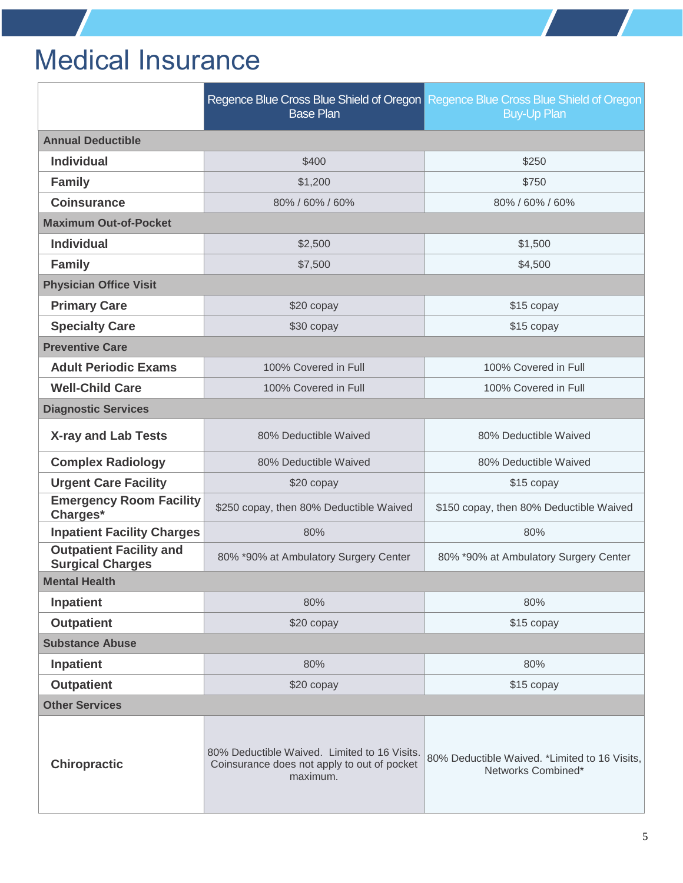# Medical Insurance

| | Regence Blue Cross Blue Shield of Oregon Base Plan | Regence Blue Cross Blue Shield of Oregon Buy-Up Plan |
|---|---|---|
| **Annual Deductible** | | |
| **Individual** | $400 | $250 |
| **Family** | $1,200 | $750 |
| **Coinsurance** | 80% / 60% / 60% | 80% / 60% / 60% |
| **Maximum Out-of-Pocket** | | |
| **Individual** | $2,500 | $1,500 |
| **Family** | $7,500 | $4,500 |
| **Physician Office Visit** | | |
| **Primary Care** | $20 copay | $15 copay |
| **Specialty Care** | $30 copay | $15 copay |
| **Preventive Care** | | |
| **Adult Periodic Exams** | 100% Covered in Full | 100% Covered in Full |
| **Well-Child Care** | 100% Covered in Full | 100% Covered in Full |
| **Diagnostic Services** | | |
| **X-ray and Lab Tests** | 80% Deductible Waived | 80% Deductible Waived |
| **Complex Radiology** | 80% Deductible Waived | 80% Deductible Waived |
| **Urgent Care Facility** | $20 copay | $15 copay |
| **Emergency Room Facility Charges*** | $250 copay, then 80% Deductible Waived | $150 copay, then 80% Deductible Waived |
| **Inpatient Facility Charges** | 80% | 80% |
| **Outpatient Facility and Surgical Charges** | 80% *90% at Ambulatory Surgery Center | 80% *90% at Ambulatory Surgery Center |
| **Mental Health** | | |
| **Inpatient** | 80% | 80% |
| **Outpatient** | $20 copay | $15 copay |
| **Substance Abuse** | | |
| **Inpatient** | 80% | 80% |
| **Outpatient** | $20 copay | $15 copay |
| **Other Services** | | |
| **Chiropractic** | 80% Deductible Waived. Limited to 16 Visits. Coinsurance does not apply to out of pocket maximum. | 80% Deductible Waived. *Limited to 16 Visits, Networks Combined* |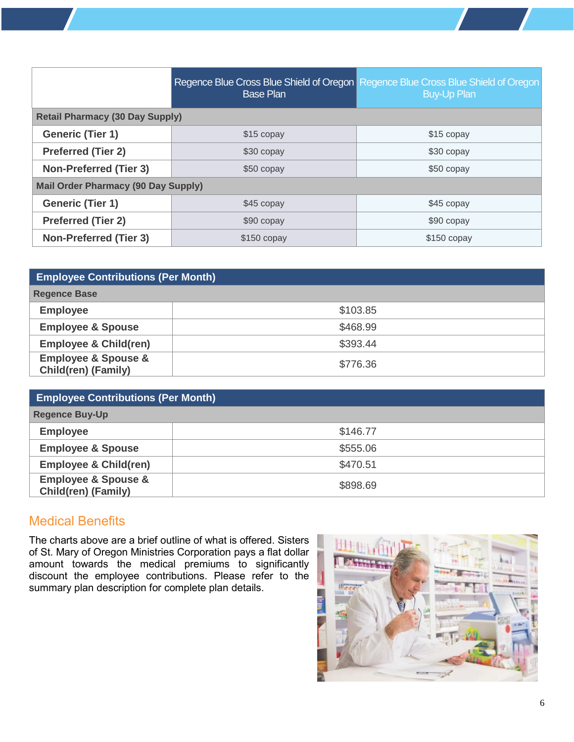| | Regence Blue Cross Blue Shield of Oregon Base Plan | Regence Blue Cross Blue Shield of Oregon Buy-Up Plan |
|---|---|---|
| **Retail Pharmacy (30 Day Supply)** | | |
| **Generic (Tier 1)** | $15 copay | $15 copay |
| **Preferred (Tier 2)** | $30 copay | $30 copay |
| **Non-Preferred (Tier 3)** | $50 copay | $50 copay |
| **Mail Order Pharmacy (90 Day Supply)** | | |
| **Generic (Tier 1)** | $45 copay | $45 copay |
| **Preferred (Tier 2)** | $90 copay | $90 copay |
| **Non-Preferred (Tier 3)** | $150 copay | $150 copay |

| **Employee Contributions (Per Month)** | |
|---|---|
| **Regence Base** | |
| **Employee** | $103.85 |
| **Employee & Spouse** | $468.99 |
| **Employee & Child(ren)** | $393.44 |
| **Employee & Spouse & Child(ren) (Family)** | $776.36 |

| **Employee Contributions (Per Month)** | |
|---|---|
| **Regence Buy-Up** | |
| **Employee** | $146.77 |
| **Employee & Spouse** | $555.06 |
| **Employee & Child(ren)** | $470.51 |
| **Employee & Spouse & Child(ren) (Family)** | $898.69 |

## Medical Benefits

The charts above are a brief outline of what is offered. Sisters of St. Mary of Oregon Ministries Corporation pays a flat dollar amount towards the medical premiums to significantly discount the employee contributions. Please refer to the summary plan description for complete plan details.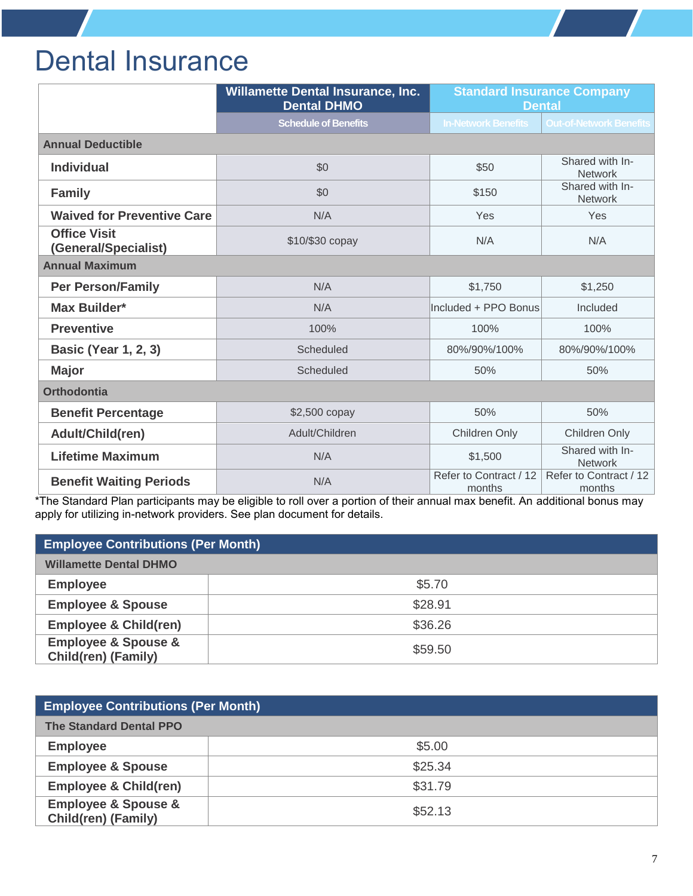# Dental Insurance

| | Willamette Dental Insurance, Inc. Dental DHMO | Standard Insurance Company Dental | |
|---|---|---|---|
| | Schedule of Benefits | In-Network Benefits | Out-of-Network Benefits |
| **Annual Deductible** | | | |
| **Individual** | $0 | $50 | Shared with In-Network |
| **Family** | $0 | $150 | Shared with In-Network |
| **Waived for Preventive Care** | N/A | Yes | Yes |
| **Office Visit (General/Specialist)** | $10/$30 copay | N/A | N/A |
| **Annual Maximum** | | | |
| **Per Person/Family** | N/A | $1,750 | $1,250 |
| **Max Builder*** | N/A | Included + PPO Bonus | Included |
| **Preventive** | 100% | 100% | 100% |
| **Basic (Year 1, 2, 3)** | Scheduled | 80%/90%/100% | 80%/90%/100% |
| **Major** | Scheduled | 50% | 50% |
| **Orthodontia** | | | |
| **Benefit Percentage** | $2,500 copay | 50% | 50% |
| **Adult/Child(ren)** | Adult/Children | Children Only | Children Only |
| **Lifetime Maximum** | N/A | $1,500 | Shared with In-Network |
| **Benefit Waiting Periods** | N/A | Refer to Contract / 12 months | Refer to Contract / 12 months |

*The Standard Plan participants may be eligible to roll over a portion of their annual max benefit. An additional bonus may apply for utilizing in-network providers. See plan document for details.

| Employee Contributions (Per Month) | |
|---|---|
| **Willamette Dental DHMO** | |
| **Employee** | $5.70 |
| **Employee & Spouse** | $28.91 |
| **Employee & Child(ren)** | $36.26 |
| **Employee & Spouse & Child(ren) (Family)** | $59.50 |

| Employee Contributions (Per Month) | |
|---|---|
| **The Standard Dental PPO** | |
| **Employee** | $5.00 |
| **Employee & Spouse** | $25.34 |
| **Employee & Child(ren)** | $31.79 |
| **Employee & Spouse & Child(ren) (Family)** | $52.13 |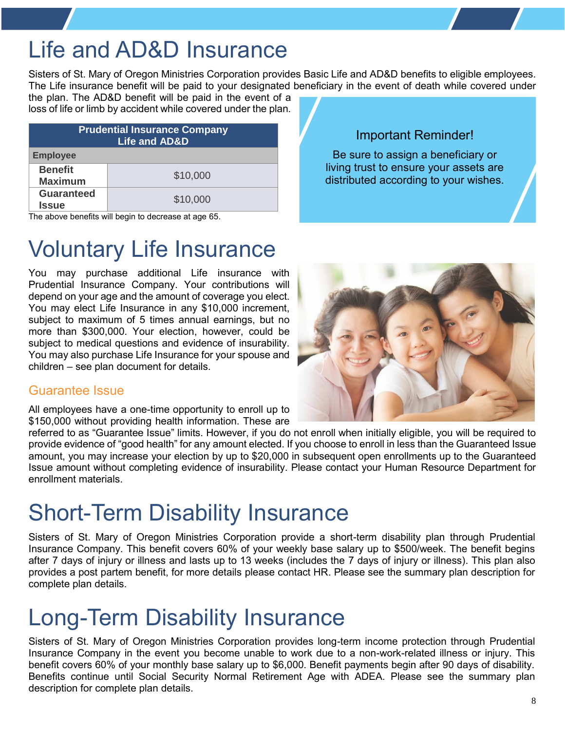# Life and AD&D Insurance

Sisters of St. Mary of Oregon Ministries Corporation provides Basic Life and AD&D benefits to eligible employees. The Life insurance benefit will be paid to your designated beneficiary in the event of death while covered under the plan. The AD&D benefit will be paid in the event of a loss of life or limb by accident while covered under the plan.

| Prudential Insurance Company Life and AD&D | |
|---|---|
| **Employee** | |
| **Benefit Maximum** | $10,000 |
| **Guaranteed Issue** | $10,000 |

The above benefits will begin to decrease at age 65.

**Important Reminder!**

Be sure to assign a beneficiary or living trust to ensure your assets are distributed according to your wishes.

# Voluntary Life Insurance

You may purchase additional Life insurance with Prudential Insurance Company. Your contributions will depend on your age and the amount of coverage you elect. You may elect Life Insurance in any $10,000 increment, subject to maximum of 5 times annual earnings, but no more than $300,000. Your election, however, could be subject to medical questions and evidence of insurability. You may also purchase Life Insurance for your spouse and children – see plan document for details.

## Guarantee Issue

All employees have a one-time opportunity to enroll up to $150,000 without providing health information. These are referred to as "Guarantee Issue" limits. However, if you do not enroll when initially eligible, you will be required to provide evidence of "good health" for any amount elected. If you choose to enroll in less than the Guaranteed Issue amount, you may increase your election by up to $20,000 in subsequent open enrollments up to the Guaranteed Issue amount without completing evidence of insurability. Please contact your Human Resource Department for enrollment materials.

# Short-Term Disability Insurance

Sisters of St. Mary of Oregon Ministries Corporation provide a short-term disability plan through Prudential Insurance Company. This benefit covers 60% of your weekly base salary up to $500/week. The benefit begins after 7 days of injury or illness and lasts up to 13 weeks (includes the 7 days of injury or illness). This plan also provides a post partem benefit, for more details please contact HR. Please see the summary plan description for complete plan details.

# Long-Term Disability Insurance

Sisters of St. Mary of Oregon Ministries Corporation provides long-term income protection through Prudential Insurance Company in the event you become unable to work due to a non-work-related illness or injury. This benefit covers 60% of your monthly base salary up to $6,000. Benefit payments begin after 90 days of disability. Benefits continue until Social Security Normal Retirement Age with ADEA. Please see the summary plan description for complete plan details.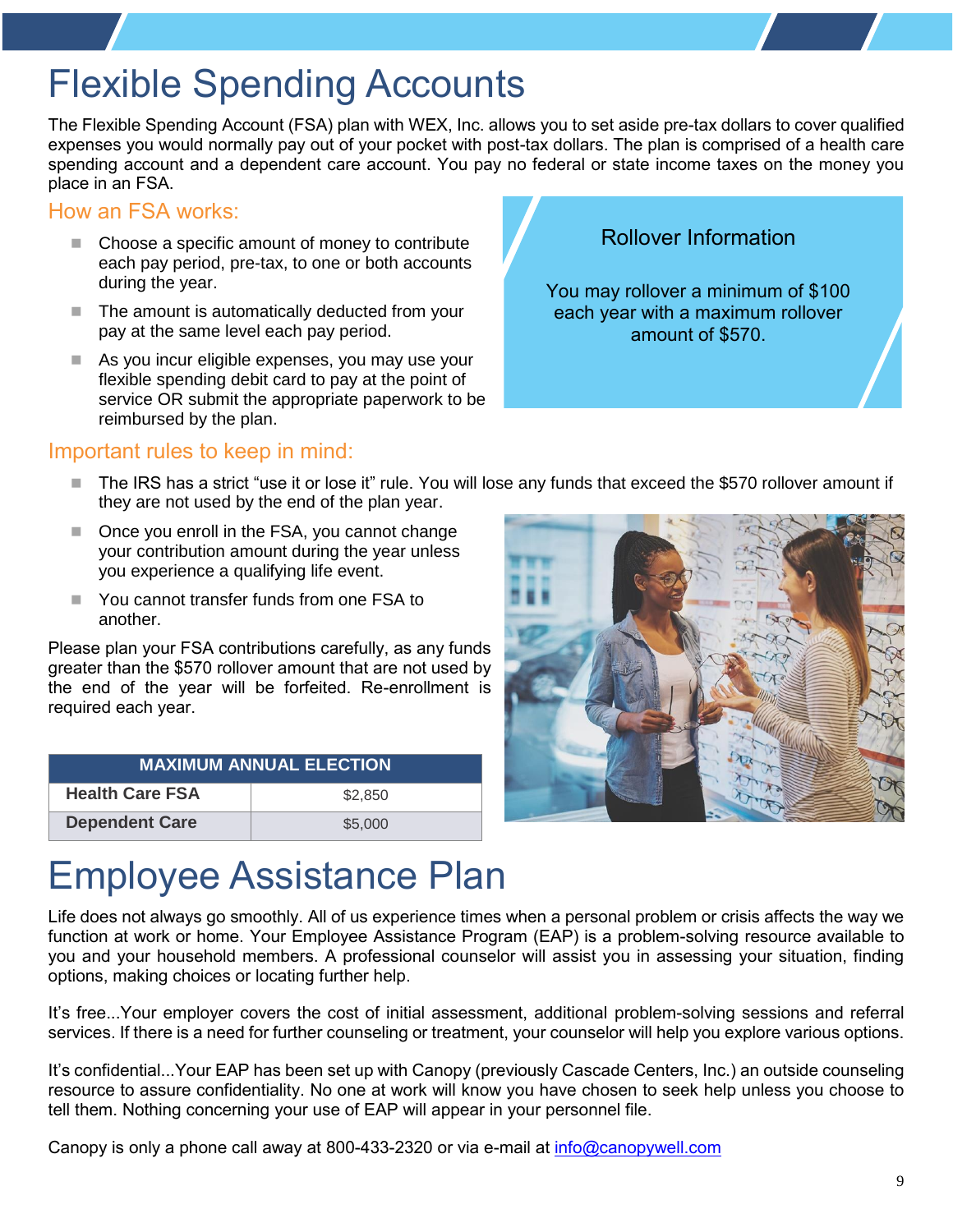# Flexible Spending Accounts

The Flexible Spending Account (FSA) plan with WEX, Inc. allows you to set aside pre-tax dollars to cover qualified expenses you would normally pay out of your pocket with post-tax dollars. The plan is comprised of a health care spending account and a dependent care account. You pay no federal or state income taxes on the money you place in an FSA.

## How an FSA works:

- Choose a specific amount of money to contribute each pay period, pre-tax, to one or both accounts during the year.
- The amount is automatically deducted from your pay at the same level each pay period.
- As you incur eligible expenses, you may use your flexible spending debit card to pay at the point of service OR submit the appropriate paperwork to be reimbursed by the plan.

### Rollover Information

You may rollover a minimum of $100 each year with a maximum rollover amount of $570.

## Important rules to keep in mind:

- The IRS has a strict "use it or lose it" rule. You will lose any funds that exceed the $570 rollover amount if they are not used by the end of the plan year.
- Once you enroll in the FSA, you cannot change your contribution amount during the year unless you experience a qualifying life event.
- You cannot transfer funds from one FSA to another.

Please plan your FSA contributions carefully, as any funds greater than the $570 rollover amount that are not used by the end of the year will be forfeited. Re-enrollment is required each year.

| MAXIMUM ANNUAL ELECTION | |
|---|---|
| **Health Care FSA** | $2,850 |
| **Dependent Care** | $5,000 |

# Employee Assistance Plan

Life does not always go smoothly. All of us experience times when a personal problem or crisis affects the way we function at work or home. Your Employee Assistance Program (EAP) is a problem-solving resource available to you and your household members. A professional counselor will assist you in assessing your situation, finding options, making choices or locating further help.

It's free...Your employer covers the cost of initial assessment, additional problem-solving sessions and referral services. If there is a need for further counseling or treatment, your counselor will help you explore various options.

It's confidential...Your EAP has been set up with Canopy (previously Cascade Centers, Inc.) an outside counseling resource to assure confidentiality. No one at work will know you have chosen to seek help unless you choose to tell them. Nothing concerning your use of EAP will appear in your personnel file.

Canopy is only a phone call away at 800-433-2320 or via e-mail at info@canopywell.com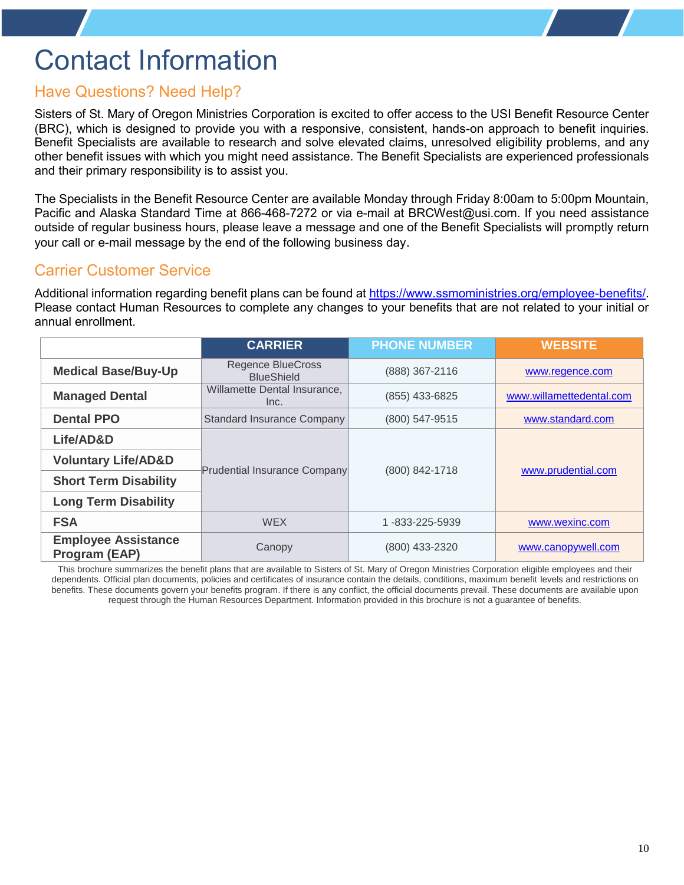# Contact Information

## Have Questions? Need Help?

Sisters of St. Mary of Oregon Ministries Corporation is excited to offer access to the USI Benefit Resource Center (BRC), which is designed to provide you with a responsive, consistent, hands-on approach to benefit inquiries. Benefit Specialists are available to research and solve elevated claims, unresolved eligibility problems, and any other benefit issues with which you might need assistance. The Benefit Specialists are experienced professionals and their primary responsibility is to assist you.

The Specialists in the Benefit Resource Center are available Monday through Friday 8:00am to 5:00pm Mountain, Pacific and Alaska Standard Time at 866-468-7272 or via e-mail at BRCWest@usi.com. If you need assistance outside of regular business hours, please leave a message and one of the Benefit Specialists will promptly return your call or e-mail message by the end of the following business day.

## Carrier Customer Service

Additional information regarding benefit plans can be found at https://www.ssmoministries.org/employee-benefits/. Please contact Human Resources to complete any changes to your benefits that are not related to your initial or annual enrollment.

| | CARRIER | PHONE NUMBER | WEBSITE |
|---|---|---|---|
| **Medical Base/Buy-Up** | Regence BlueCross BlueShield | (888) 367-2116 | www.regence.com |
| **Managed Dental** | Willamette Dental Insurance, Inc. | (855) 433-6825 | www.willamettedental.com |
| **Dental PPO** | Standard Insurance Company | (800) 547-9515 | www.standard.com |
| **Life/AD&D** | Prudential Insurance Company | (800) 842-1718 | www.prudential.com |
| **Voluntary Life/AD&D** | | | |
| **Short Term Disability** | | | |
| **Long Term Disability** | | | |
| **FSA** | WEX | 1 -833-225-5939 | www.wexinc.com |
| **Employee Assistance Program (EAP)** | Canopy | (800) 433-2320 | www.canopywell.com |

This brochure summarizes the benefit plans that are available to Sisters of St. Mary of Oregon Ministries Corporation eligible employees and their dependents. Official plan documents, policies and certificates of insurance contain the details, conditions, maximum benefit levels and restrictions on benefits. These documents govern your benefits program. If there is any conflict, the official documents prevail. These documents are available upon request through the Human Resources Department. Information provided in this brochure is not a guarantee of benefits.